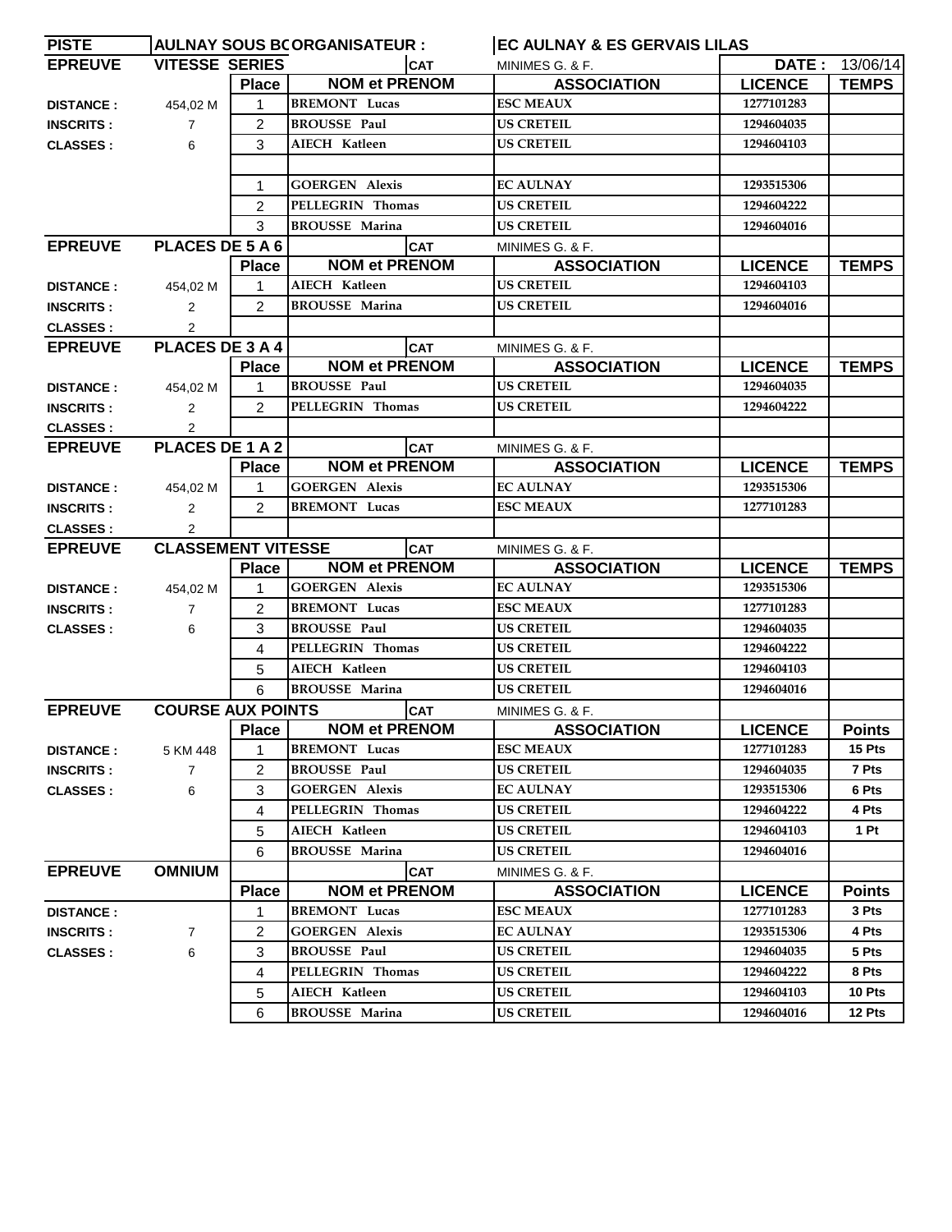| PISTE | AULNAY SOUS BOIS | ORGANISATEUR : | | EC AULNAY & ES GERVAIS LILAS | | |
|---|---|---|---|---|---|---|
| **EPREUVE** | **VITESSE SERIES** | | **CAT** | MINIMES G. & F. | **DATE :** | 13/06/14 |
| | | **Place** | **NOM et PRENOM** | **ASSOCIATION** | **LICENCE** | **TEMPS** |
| **DISTANCE :** | 454,02 M | 1 | BREMONT Lucas | ESC MEAUX | 1277101283 | |
| **INSCRITS :** | 7 | 2 | BROUSSE Paul | US CRETEIL | 1294604035 | |
| **CLASSES :** | 6 | 3 | AIECH Katleen | US CRETEIL | 1294604103 | |
| | | | | | | |
| | | 1 | GOERGEN Alexis | EC AULNAY | 1293515306 | |
| | | 2 | PELLEGRIN Thomas | US CRETEIL | 1294604222 | |
| | | 3 | BROUSSE Marina | US CRETEIL | 1294604016 | |
| **EPREUVE** | **PLACES DE 5 A 6** | | **CAT** | MINIMES G. & F. | | |
| | | **Place** | **NOM et PRENOM** | **ASSOCIATION** | **LICENCE** | **TEMPS** |
| **DISTANCE :** | 454,02 M | 1 | AIECH Katleen | US CRETEIL | 1294604103 | |
| **INSCRITS :** | 2 | 2 | BROUSSE Marina | US CRETEIL | 1294604016 | |
| **CLASSES :** | 2 | | | | | |
| **EPREUVE** | **PLACES DE 3 A 4** | | **CAT** | MINIMES G. & F. | | |
| | | **Place** | **NOM et PRENOM** | **ASSOCIATION** | **LICENCE** | **TEMPS** |
| **DISTANCE :** | 454,02 M | 1 | BROUSSE Paul | US CRETEIL | 1294604035 | |
| **INSCRITS :** | 2 | 2 | PELLEGRIN Thomas | US CRETEIL | 1294604222 | |
| **CLASSES :** | 2 | | | | | |
| **EPREUVE** | **PLACES DE 1 A 2** | | **CAT** | MINIMES G. & F. | | |
| | | **Place** | **NOM et PRENOM** | **ASSOCIATION** | **LICENCE** | **TEMPS** |
| **DISTANCE :** | 454,02 M | 1 | GOERGEN Alexis | EC AULNAY | 1293515306 | |
| **INSCRITS :** | 2 | 2 | BREMONT Lucas | ESC MEAUX | 1277101283 | |
| **CLASSES :** | 2 | | | | | |
| **EPREUVE** | **CLASSEMENT VITESSE** | | **CAT** | MINIMES G. & F. | | |
| | | **Place** | **NOM et PRENOM** | **ASSOCIATION** | **LICENCE** | **TEMPS** |
| **DISTANCE :** | 454,02 M | 1 | GOERGEN Alexis | EC AULNAY | 1293515306 | |
| **INSCRITS :** | 7 | 2 | BREMONT Lucas | ESC MEAUX | 1277101283 | |
| **CLASSES :** | 6 | 3 | BROUSSE Paul | US CRETEIL | 1294604035 | |
| | | 4 | PELLEGRIN Thomas | US CRETEIL | 1294604222 | |
| | | 5 | AIECH Katleen | US CRETEIL | 1294604103 | |
| | | 6 | BROUSSE Marina | US CRETEIL | 1294604016 | |
| **EPREUVE** | **COURSE AUX POINTS** | | **CAT** | MINIMES G. & F. | | |
| | | **Place** | **NOM et PRENOM** | **ASSOCIATION** | **LICENCE** | **Points** |
| **DISTANCE :** | 5 KM 448 | 1 | BREMONT Lucas | ESC MEAUX | 1277101283 | 15 Pts |
| **INSCRITS :** | 7 | 2 | BROUSSE Paul | US CRETEIL | 1294604035 | 7 Pts |
| **CLASSES :** | 6 | 3 | GOERGEN Alexis | EC AULNAY | 1293515306 | 6 Pts |
| | | 4 | PELLEGRIN Thomas | US CRETEIL | 1294604222 | 4 Pts |
| | | 5 | AIECH Katleen | US CRETEIL | 1294604103 | 1 Pt |
| | | 6 | BROUSSE Marina | US CRETEIL | 1294604016 | |
| **EPREUVE** | **OMNIUM** | | **CAT** | MINIMES G. & F. | | |
| | | **Place** | **NOM et PRENOM** | **ASSOCIATION** | **LICENCE** | **Points** |
| **DISTANCE :** | | 1 | BREMONT Lucas | ESC MEAUX | 1277101283 | 3 Pts |
| **INSCRITS :** | 7 | 2 | GOERGEN Alexis | EC AULNAY | 1293515306 | 4 Pts |
| **CLASSES :** | 6 | 3 | BROUSSE Paul | US CRETEIL | 1294604035 | 5 Pts |
| | | 4 | PELLEGRIN Thomas | US CRETEIL | 1294604222 | 8 Pts |
| | | 5 | AIECH Katleen | US CRETEIL | 1294604103 | 10 Pts |
| | | 6 | BROUSSE Marina | US CRETEIL | 1294604016 | 12 Pts |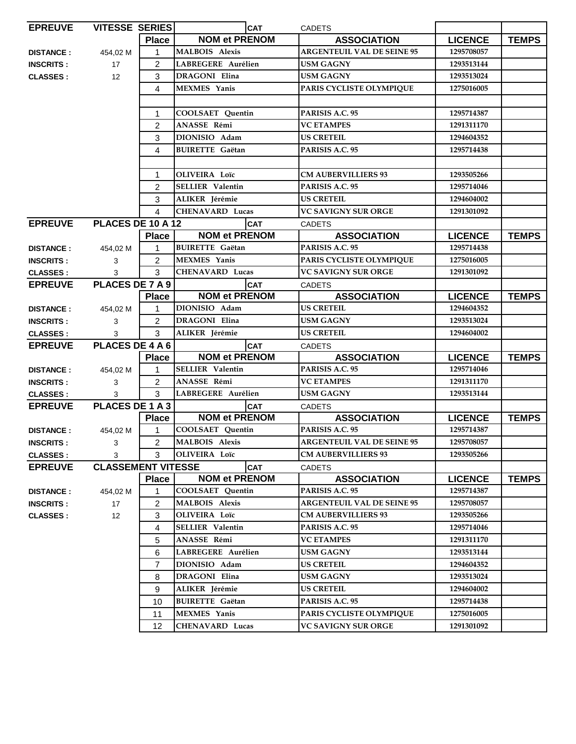| EPREUVE | VITESSE SERIES | | | CAT | CADETS | | |
|---|---|---|---|---|---|---|---|
| | | Place | NOM et PRENOM | | ASSOCIATION | LICENCE | TEMPS |
| DISTANCE : | 454,02 M | 1 | MALBOIS Alexis | | ARGENTEUIL VAL DE SEINE 95 | 1295708057 | |
| INSCRITS : | 17 | 2 | LABREGERE Aurélien | | USM GAGNY | 1293513144 | |
| CLASSES : | 12 | 3 | DRAGONI Elina | | USM GAGNY | 1293513024 | |
| | | 4 | MEXMES Yanis | | PARIS CYCLISTE OLYMPIQUE | 1275016005 | |
| | | | | | | | |
| | | 1 | COOLSAET Quentin | | PARISIS A.C. 95 | 1295714387 | |
| | | 2 | ANASSE Rémi | | VC ETAMPES | 1291311170 | |
| | | 3 | DIONISIO Adam | | US CRETEIL | 1294604352 | |
| | | 4 | BUIRETTE Gaëtan | | PARISIS A.C. 95 | 1295714438 | |
| | | | | | | | |
| | | 1 | OLIVEIRA Loïc | | CM AUBERVILLIERS 93 | 1293505266 | |
| | | 2 | SELLIER Valentin | | PARISIS A.C. 95 | 1295714046 | |
| | | 3 | ALIKER Jérémie | | US CRETEIL | 1294604002 | |
| | | 4 | CHENAVARD Lucas | | VC SAVIGNY SUR ORGE | 1291301092 | |

| EPREUVE | PLACES DE 10 A 12 | | | CAT | CADETS | | |
|---|---|---|---|---|---|---|---|
| | | Place | NOM et PRENOM | | ASSOCIATION | LICENCE | TEMPS |
| DISTANCE : | 454,02 M | 1 | BUIRETTE Gaëtan | | PARISIS A.C. 95 | 1295714438 | |
| INSCRITS : | 3 | 2 | MEXMES Yanis | | PARIS CYCLISTE OLYMPIQUE | 1275016005 | |
| CLASSES : | 3 | 3 | CHENAVARD Lucas | | VC SAVIGNY SUR ORGE | 1291301092 | |

| EPREUVE | PLACES DE 7 A 9 | | | CAT | CADETS | | |
|---|---|---|---|---|---|---|---|
| | | Place | NOM et PRENOM | | ASSOCIATION | LICENCE | TEMPS |
| DISTANCE : | 454,02 M | 1 | DIONISIO Adam | | US CRETEIL | 1294604352 | |
| INSCRITS : | 3 | 2 | DRAGONI Elina | | USM GAGNY | 1293513024 | |
| CLASSES : | 3 | 3 | ALIKER Jérémie | | US CRETEIL | 1294604002 | |

| EPREUVE | PLACES DE 4 A 6 | | | CAT | CADETS | | |
|---|---|---|---|---|---|---|---|
| | | Place | NOM et PRENOM | | ASSOCIATION | LICENCE | TEMPS |
| DISTANCE : | 454,02 M | 1 | SELLIER Valentin | | PARISIS A.C. 95 | 1295714046 | |
| INSCRITS : | 3 | 2 | ANASSE Rémi | | VC ETAMPES | 1291311170 | |
| CLASSES : | 3 | 3 | LABREGERE Aurélien | | USM GAGNY | 1293513144 | |

| EPREUVE | PLACES DE 1 A 3 | | | CAT | CADETS | | |
|---|---|---|---|---|---|---|---|
| | | Place | NOM et PRENOM | | ASSOCIATION | LICENCE | TEMPS |
| DISTANCE : | 454,02 M | 1 | COOLSAET Quentin | | PARISIS A.C. 95 | 1295714387 | |
| INSCRITS : | 3 | 2 | MALBOIS Alexis | | ARGENTEUIL VAL DE SEINE 95 | 1295708057 | |
| CLASSES : | 3 | 3 | OLIVEIRA Loïc | | CM AUBERVILLIERS 93 | 1293505266 | |

| EPREUVE | CLASSEMENT VITESSE | | | CAT | CADETS | | |
|---|---|---|---|---|---|---|---|
| | | Place | NOM et PRENOM | | ASSOCIATION | LICENCE | TEMPS |
| DISTANCE : | 454,02 M | 1 | COOLSAET Quentin | | PARISIS A.C. 95 | 1295714387 | |
| INSCRITS : | 17 | 2 | MALBOIS Alexis | | ARGENTEUIL VAL DE SEINE 95 | 1295708057 | |
| CLASSES : | 12 | 3 | OLIVEIRA Loïc | | CM AUBERVILLIERS 93 | 1293505266 | |
| | | 4 | SELLIER Valentin | | PARISIS A.C. 95 | 1295714046 | |
| | | 5 | ANASSE Rémi | | VC ETAMPES | 1291311170 | |
| | | 6 | LABREGERE Aurélien | | USM GAGNY | 1293513144 | |
| | | 7 | DIONISIO Adam | | US CRETEIL | 1294604352 | |
| | | 8 | DRAGONI Elina | | USM GAGNY | 1293513024 | |
| | | 9 | ALIKER Jérémie | | US CRETEIL | 1294604002 | |
| | | 10 | BUIRETTE Gaëtan | | PARISIS A.C. 95 | 1295714438 | |
| | | 11 | MEXMES Yanis | | PARIS CYCLISTE OLYMPIQUE | 1275016005 | |
| | | 12 | CHENAVARD Lucas | | VC SAVIGNY SUR ORGE | 1291301092 | |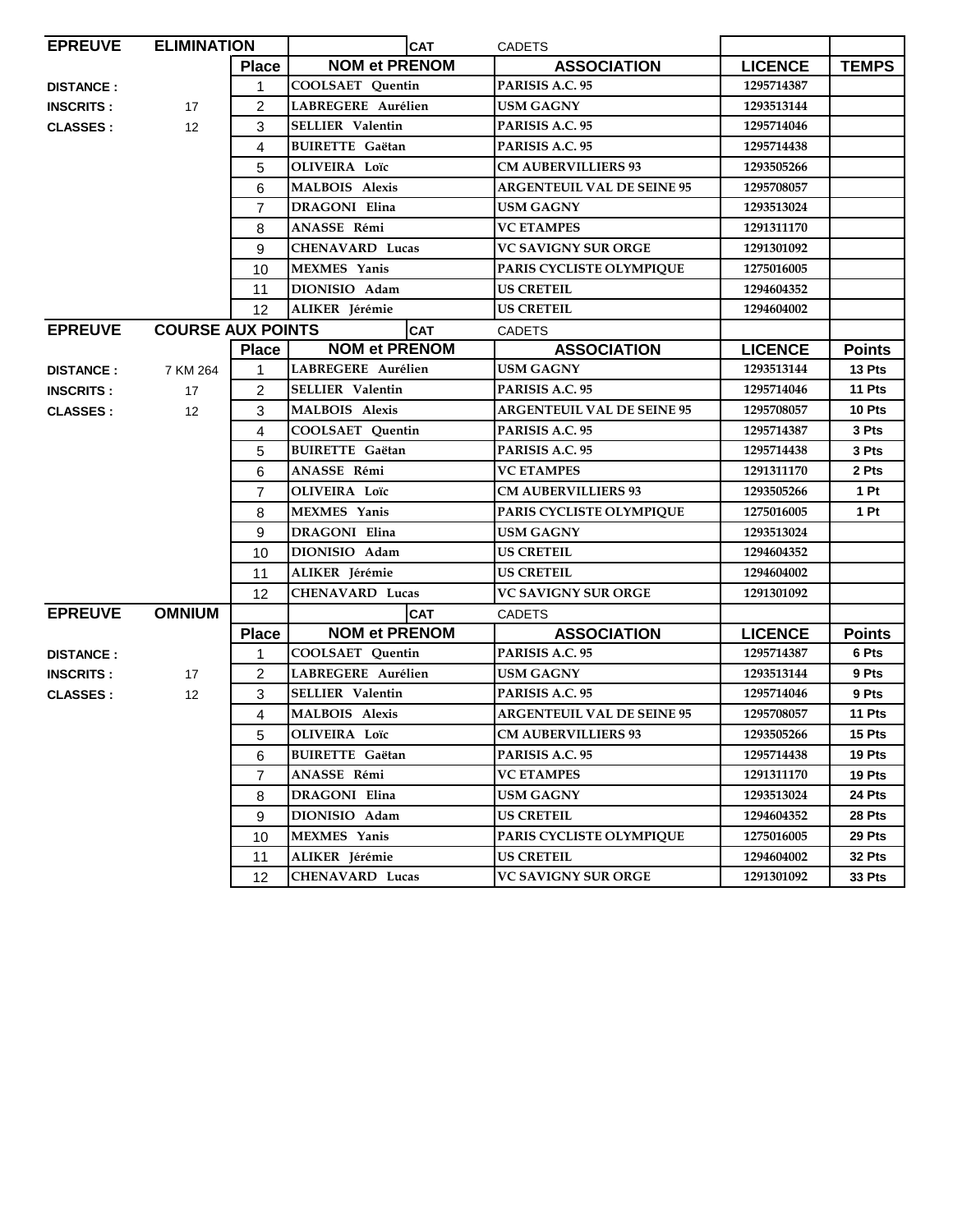| EPREUVE | ELIMINATION | | CAT | CADETS | | |
|---|---|---|---|---|---|---|
| | | **Place** | **NOM et PRENOM** | **ASSOCIATION** | **LICENCE** | **TEMPS** |
| **DISTANCE :** | | 1 | COOLSAET Quentin | PARISIS A.C. 95 | 1295714387 | |
| **INSCRITS :** | 17 | 2 | LABREGERE Aurélien | USM GAGNY | 1293513144 | |
| **CLASSES :** | 12 | 3 | SELLIER Valentin | PARISIS A.C. 95 | 1295714046 | |
| | | 4 | BUIRETTE Gaëtan | PARISIS A.C. 95 | 1295714438 | |
| | | 5 | OLIVEIRA Loïc | CM AUBERVILLIERS 93 | 1293505266 | |
| | | 6 | MALBOIS Alexis | ARGENTEUIL VAL DE SEINE 95 | 1295708057 | |
| | | 7 | DRAGONI Elina | USM GAGNY | 1293513024 | |
| | | 8 | ANASSE Rémi | VC ETAMPES | 1291311170 | |
| | | 9 | CHENAVARD Lucas | VC SAVIGNY SUR ORGE | 1291301092 | |
| | | 10 | MEXMES Yanis | PARIS CYCLISTE OLYMPIQUE | 1275016005 | |
| | | 11 | DIONISIO Adam | US CRETEIL | 1294604352 | |
| | | 12 | ALIKER Jérémie | US CRETEIL | 1294604002 | |

| EPREUVE | COURSE AUX POINTS | | CAT | CADETS | | |
|---|---|---|---|---|---|---|
| | | **Place** | **NOM et PRENOM** | **ASSOCIATION** | **LICENCE** | **Points** |
| **DISTANCE :** | 7 KM 264 | 1 | LABREGERE Aurélien | USM GAGNY | 1293513144 | 13 Pts |
| **INSCRITS :** | 17 | 2 | SELLIER Valentin | PARISIS A.C. 95 | 1295714046 | 11 Pts |
| **CLASSES :** | 12 | 3 | MALBOIS Alexis | ARGENTEUIL VAL DE SEINE 95 | 1295708057 | 10 Pts |
| | | 4 | COOLSAET Quentin | PARISIS A.C. 95 | 1295714387 | 3 Pts |
| | | 5 | BUIRETTE Gaëtan | PARISIS A.C. 95 | 1295714438 | 3 Pts |
| | | 6 | ANASSE Rémi | VC ETAMPES | 1291311170 | 2 Pts |
| | | 7 | OLIVEIRA Loïc | CM AUBERVILLIERS 93 | 1293505266 | 1 Pt |
| | | 8 | MEXMES Yanis | PARIS CYCLISTE OLYMPIQUE | 1275016005 | 1 Pt |
| | | 9 | DRAGONI Elina | USM GAGNY | 1293513024 | |
| | | 10 | DIONISIO Adam | US CRETEIL | 1294604352 | |
| | | 11 | ALIKER Jérémie | US CRETEIL | 1294604002 | |
| | | 12 | CHENAVARD Lucas | VC SAVIGNY SUR ORGE | 1291301092 | |

| EPREUVE | OMNIUM | | CAT | CADETS | | |
|---|---|---|---|---|---|---|
| | | **Place** | **NOM et PRENOM** | **ASSOCIATION** | **LICENCE** | **Points** |
| **DISTANCE :** | | 1 | COOLSAET Quentin | PARISIS A.C. 95 | 1295714387 | 6 Pts |
| **INSCRITS :** | 17 | 2 | LABREGERE Aurélien | USM GAGNY | 1293513144 | 9 Pts |
| **CLASSES :** | 12 | 3 | SELLIER Valentin | PARISIS A.C. 95 | 1295714046 | 9 Pts |
| | | 4 | MALBOIS Alexis | ARGENTEUIL VAL DE SEINE 95 | 1295708057 | 11 Pts |
| | | 5 | OLIVEIRA Loïc | CM AUBERVILLIERS 93 | 1293505266 | 15 Pts |
| | | 6 | BUIRETTE Gaëtan | PARISIS A.C. 95 | 1295714438 | 19 Pts |
| | | 7 | ANASSE Rémi | VC ETAMPES | 1291311170 | 19 Pts |
| | | 8 | DRAGONI Elina | USM GAGNY | 1293513024 | 24 Pts |
| | | 9 | DIONISIO Adam | US CRETEIL | 1294604352 | 28 Pts |
| | | 10 | MEXMES Yanis | PARIS CYCLISTE OLYMPIQUE | 1275016005 | 29 Pts |
| | | 11 | ALIKER Jérémie | US CRETEIL | 1294604002 | 32 Pts |
| | | 12 | CHENAVARD Lucas | VC SAVIGNY SUR ORGE | 1291301092 | 33 Pts |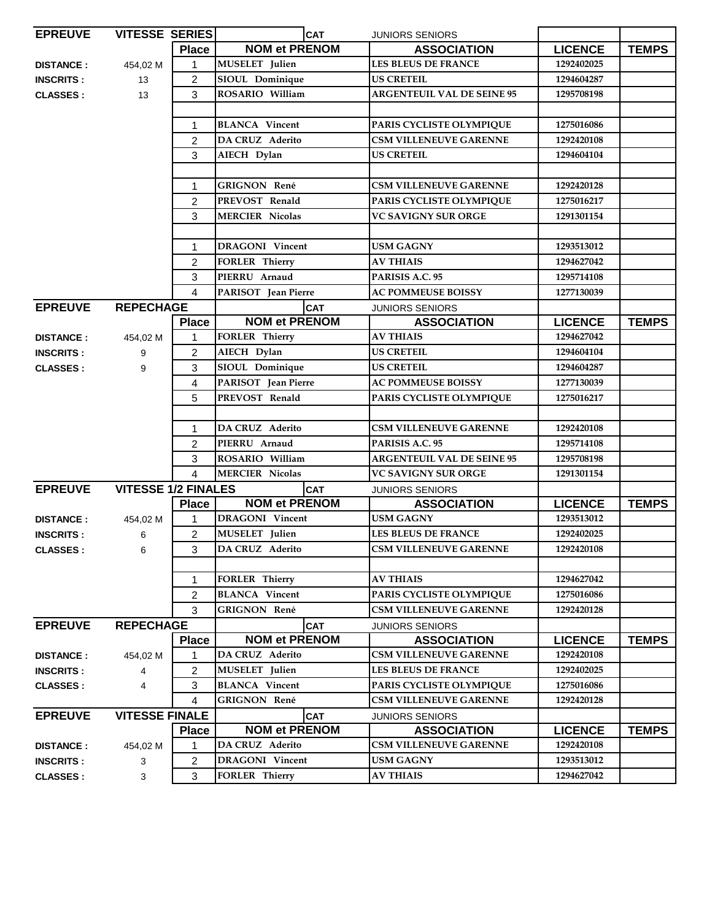| EPREUVE | VITESSE SERIES | | CAT | JUNIORS SENIORS | | |
|---|---|---|---|---|---|---|
| | | **Place** | **NOM et PRENOM** | **ASSOCIATION** | **LICENCE** | **TEMPS** |
| **DISTANCE :** | 454,02 M | 1 | MUSELET Julien | LES BLEUS DE FRANCE | 1292402025 | |
| **INSCRITS :** | 13 | 2 | SIOUL Dominique | US CRETEIL | 1294604287 | |
| **CLASSES :** | 13 | 3 | ROSARIO William | ARGENTEUIL VAL DE SEINE 95 | 1295708198 | |
| | | | | | | |
| | | 1 | BLANCA Vincent | PARIS CYCLISTE OLYMPIQUE | 1275016086 | |
| | | 2 | DA CRUZ Aderito | CSM VILLENEUVE GARENNE | 1292420108 | |
| | | 3 | AIECH Dylan | US CRETEIL | 1294604104 | |
| | | | | | | |
| | | 1 | GRIGNON René | CSM VILLENEUVE GARENNE | 1292420128 | |
| | | 2 | PREVOST Renald | PARIS CYCLISTE OLYMPIQUE | 1275016217 | |
| | | 3 | MERCIER Nicolas | VC SAVIGNY SUR ORGE | 1291301154 | |
| | | | | | | |
| | | 1 | DRAGONI Vincent | USM GAGNY | 1293513012 | |
| | | 2 | FORLER Thierry | AV THIAIS | 1294627042 | |
| | | 3 | PIERRU Arnaud | PARISIS A.C. 95 | 1295714108 | |
| | | 4 | PARISOT Jean Pierre | AC POMMEUSE BOISSY | 1277130039 | |

| EPREUVE | REPECHAGE | | CAT | JUNIORS SENIORS | | |
|---|---|---|---|---|---|---|
| | | **Place** | **NOM et PRENOM** | **ASSOCIATION** | **LICENCE** | **TEMPS** |
| **DISTANCE :** | 454,02 M | 1 | FORLER Thierry | AV THIAIS | 1294627042 | |
| **INSCRITS :** | 9 | 2 | AIECH Dylan | US CRETEIL | 1294604104 | |
| **CLASSES :** | 9 | 3 | SIOUL Dominique | US CRETEIL | 1294604287 | |
| | | 4 | PARISOT Jean Pierre | AC POMMEUSE BOISSY | 1277130039 | |
| | | 5 | PREVOST Renald | PARIS CYCLISTE OLYMPIQUE | 1275016217 | |
| | | | | | | |
| | | 1 | DA CRUZ Aderito | CSM VILLENEUVE GARENNE | 1292420108 | |
| | | 2 | PIERRU Arnaud | PARISIS A.C. 95 | 1295714108 | |
| | | 3 | ROSARIO William | ARGENTEUIL VAL DE SEINE 95 | 1295708198 | |
| | | 4 | MERCIER Nicolas | VC SAVIGNY SUR ORGE | 1291301154 | |

| EPREUVE | VITESSE 1/2 FINALES | | CAT | JUNIORS SENIORS | | |
|---|---|---|---|---|---|---|
| | | **Place** | **NOM et PRENOM** | **ASSOCIATION** | **LICENCE** | **TEMPS** |
| **DISTANCE :** | 454,02 M | 1 | DRAGONI Vincent | USM GAGNY | 1293513012 | |
| **INSCRITS :** | 6 | 2 | MUSELET Julien | LES BLEUS DE FRANCE | 1292402025 | |
| **CLASSES :** | 6 | 3 | DA CRUZ Aderito | CSM VILLENEUVE GARENNE | 1292420108 | |
| | | | | | | |
| | | 1 | FORLER Thierry | AV THIAIS | 1294627042 | |
| | | 2 | BLANCA Vincent | PARIS CYCLISTE OLYMPIQUE | 1275016086 | |
| | | 3 | GRIGNON René | CSM VILLENEUVE GARENNE | 1292420128 | |

| EPREUVE | REPECHAGE | | CAT | JUNIORS SENIORS | | |
|---|---|---|---|---|---|---|
| | | **Place** | **NOM et PRENOM** | **ASSOCIATION** | **LICENCE** | **TEMPS** |
| **DISTANCE :** | 454,02 M | 1 | DA CRUZ Aderito | CSM VILLENEUVE GARENNE | 1292420108 | |
| **INSCRITS :** | 4 | 2 | MUSELET Julien | LES BLEUS DE FRANCE | 1292402025 | |
| **CLASSES :** | 4 | 3 | BLANCA Vincent | PARIS CYCLISTE OLYMPIQUE | 1275016086 | |
| | | 4 | GRIGNON René | CSM VILLENEUVE GARENNE | 1292420128 | |

| EPREUVE | VITESSE FINALE | | CAT | JUNIORS SENIORS | | |
|---|---|---|---|---|---|---|
| | | **Place** | **NOM et PRENOM** | **ASSOCIATION** | **LICENCE** | **TEMPS** |
| **DISTANCE :** | 454,02 M | 1 | DA CRUZ Aderito | CSM VILLENEUVE GARENNE | 1292420108 | |
| **INSCRITS :** | 3 | 2 | DRAGONI Vincent | USM GAGNY | 1293513012 | |
| **CLASSES :** | 3 | 3 | FORLER Thierry | AV THIAIS | 1294627042 | |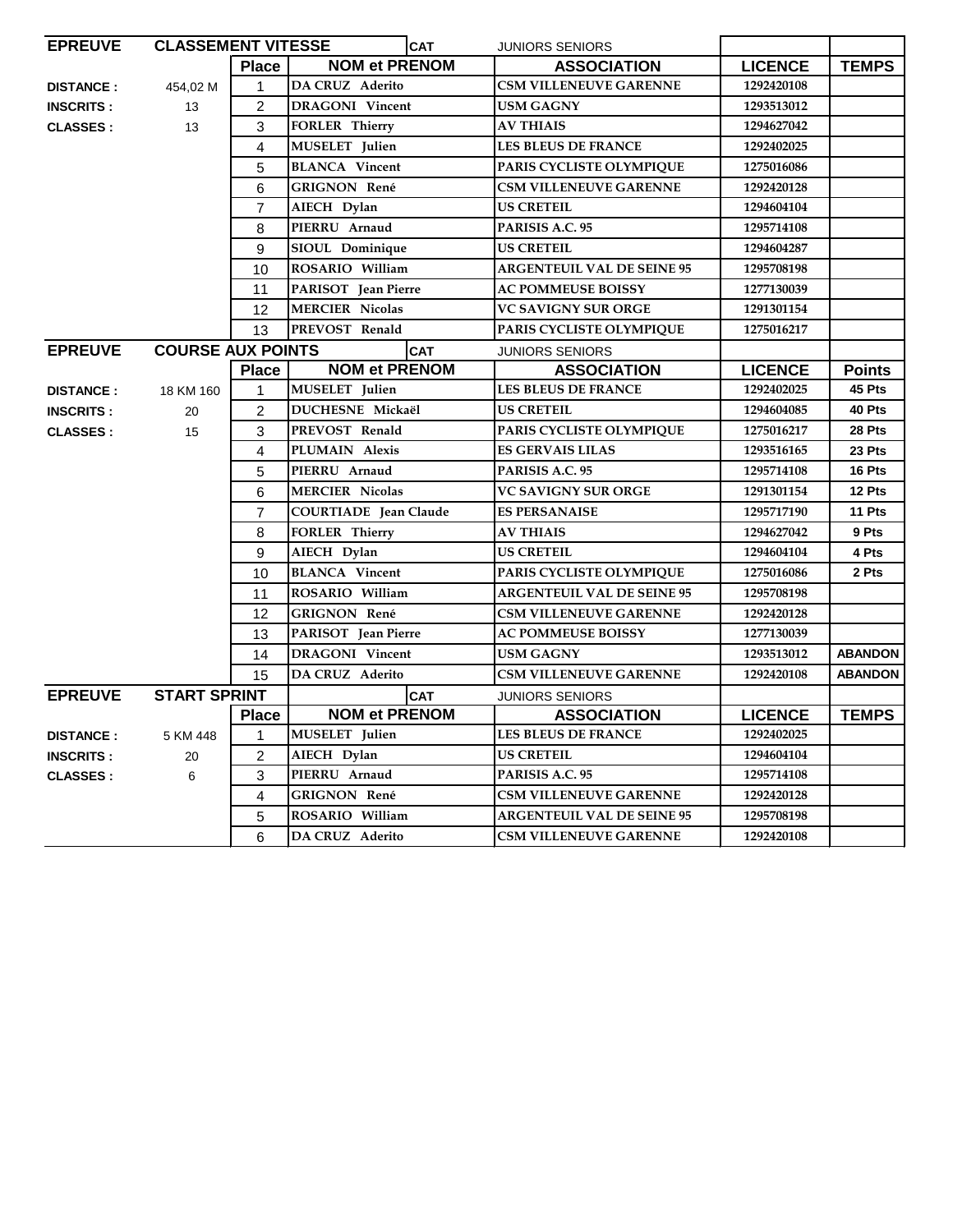| EPREUVE | CLASSEMENT VITESSE | | CAT | JUNIORS SENIORS | | |
|---|---|---|---|---|---|---|
| | | Place | NOM et PRENOM | ASSOCIATION | LICENCE | TEMPS |
| DISTANCE : | 454,02 M | 1 | DA CRUZ Aderito | CSM VILLENEUVE GARENNE | 1292420108 | |
| INSCRITS : | 13 | 2 | DRAGONI Vincent | USM GAGNY | 1293513012 | |
| CLASSES : | 13 | 3 | FORLER Thierry | AV THIAIS | 1294627042 | |
| | | 4 | MUSELET Julien | LES BLEUS DE FRANCE | 1292402025 | |
| | | 5 | BLANCA Vincent | PARIS CYCLISTE OLYMPIQUE | 1275016086 | |
| | | 6 | GRIGNON René | CSM VILLENEUVE GARENNE | 1292420128 | |
| | | 7 | AIECH Dylan | US CRETEIL | 1294604104 | |
| | | 8 | PIERRU Arnaud | PARISIS A.C. 95 | 1295714108 | |
| | | 9 | SIOUL Dominique | US CRETEIL | 1294604287 | |
| | | 10 | ROSARIO William | ARGENTEUIL VAL DE SEINE 95 | 1295708198 | |
| | | 11 | PARISOT Jean Pierre | AC POMMEUSE BOISSY | 1277130039 | |
| | | 12 | MERCIER Nicolas | VC SAVIGNY SUR ORGE | 1291301154 | |
| | | 13 | PREVOST Renald | PARIS CYCLISTE OLYMPIQUE | 1275016217 | |

| EPREUVE | COURSE AUX POINTS | | CAT | JUNIORS SENIORS | | |
|---|---|---|---|---|---|---|
| | | Place | NOM et PRENOM | ASSOCIATION | LICENCE | Points |
| DISTANCE : | 18 KM 160 | 1 | MUSELET Julien | LES BLEUS DE FRANCE | 1292402025 | 45 Pts |
| INSCRITS : | 20 | 2 | DUCHESNE Mickaël | US CRETEIL | 1294604085 | 40 Pts |
| CLASSES : | 15 | 3 | PREVOST Renald | PARIS CYCLISTE OLYMPIQUE | 1275016217 | 28 Pts |
| | | 4 | PLUMAIN Alexis | ES GERVAIS LILAS | 1293516165 | 23 Pts |
| | | 5 | PIERRU Arnaud | PARISIS A.C. 95 | 1295714108 | 16 Pts |
| | | 6 | MERCIER Nicolas | VC SAVIGNY SUR ORGE | 1291301154 | 12 Pts |
| | | 7 | COURTIADE Jean Claude | ES PERSANAISE | 1295717190 | 11 Pts |
| | | 8 | FORLER Thierry | AV THIAIS | 1294627042 | 9 Pts |
| | | 9 | AIECH Dylan | US CRETEIL | 1294604104 | 4 Pts |
| | | 10 | BLANCA Vincent | PARIS CYCLISTE OLYMPIQUE | 1275016086 | 2 Pts |
| | | 11 | ROSARIO William | ARGENTEUIL VAL DE SEINE 95 | 1295708198 | |
| | | 12 | GRIGNON René | CSM VILLENEUVE GARENNE | 1292420128 | |
| | | 13 | PARISOT Jean Pierre | AC POMMEUSE BOISSY | 1277130039 | |
| | | 14 | DRAGONI Vincent | USM GAGNY | 1293513012 | ABANDON |
| | | 15 | DA CRUZ Aderito | CSM VILLENEUVE GARENNE | 1292420108 | ABANDON |

| EPREUVE | START SPRINT | | CAT | JUNIORS SENIORS | | |
|---|---|---|---|---|---|---|
| | | Place | NOM et PRENOM | ASSOCIATION | LICENCE | TEMPS |
| DISTANCE : | 5 KM 448 | 1 | MUSELET Julien | LES BLEUS DE FRANCE | 1292402025 | |
| INSCRITS : | 20 | 2 | AIECH Dylan | US CRETEIL | 1294604104 | |
| CLASSES : | 6 | 3 | PIERRU Arnaud | PARISIS A.C. 95 | 1295714108 | |
| | | 4 | GRIGNON René | CSM VILLENEUVE GARENNE | 1292420128 | |
| | | 5 | ROSARIO William | ARGENTEUIL VAL DE SEINE 95 | 1295708198 | |
| | | 6 | DA CRUZ Aderito | CSM VILLENEUVE GARENNE | 1292420108 | |